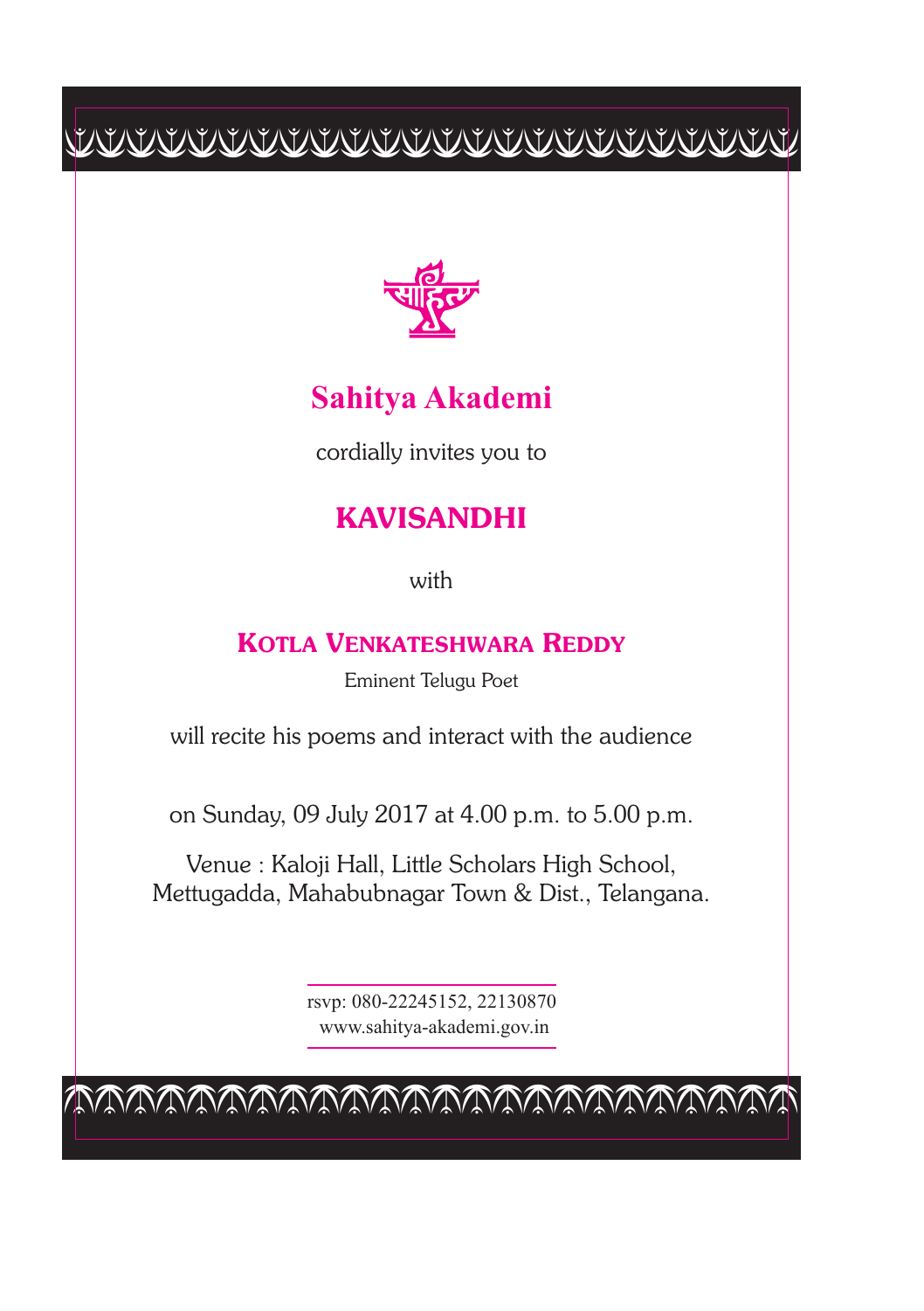# Sahitya Akademi

cordially invites you to

## KAVISANDHI

with

### KOTLA VENKATESHWARA REDDY

Eminent Telugu Poet

will recite his poems and interact with the audience

on Sunday, 09 July 2017 at 4.00 p.m. to 5.00 p.m.

Venue : Kaloji Hall, Little Scholars High School,
Mettugadda, Mahabubnagar Town & Dist., Telangana.

rsvp: 080-22245152, 22130870
www.sahitya-akademi.gov.in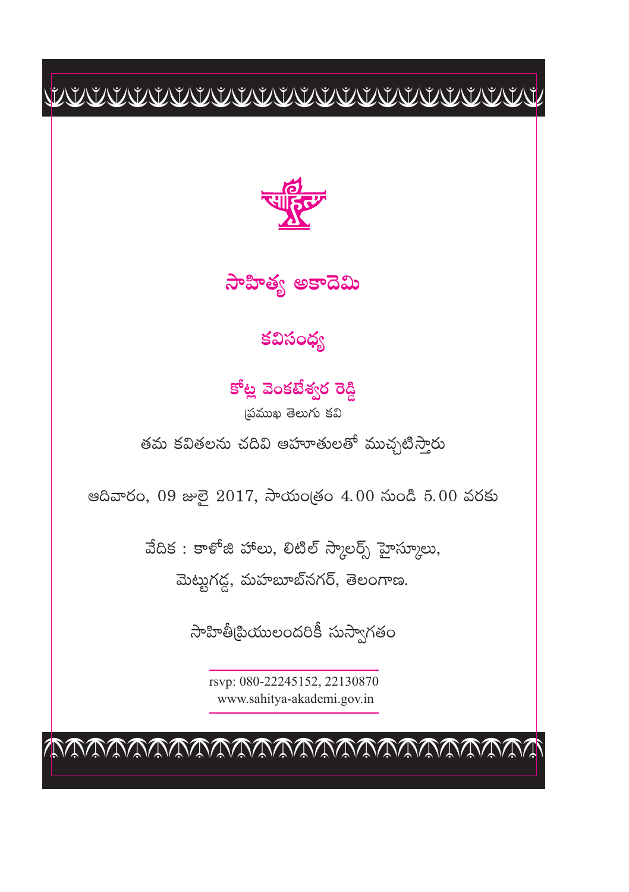# సాహిత్య అకాదెమి

## కవిసంధ్య

### కోట్ల వెంకటేశ్వర రెడ్డి

ప్రముఖ తెలుగు కవి

తమ కవితలను చదివి ఆహూతులతో ముచ్చటిస్తారు

ఆదివారం, 09 జులై 2017, సాయంత్రం 4.00 నుండి 5.00 వరకు

వేదిక : కాళోజి హాలు, లిటిల్ స్కాలర్స్ హైస్కూలు,

మెట్టుగడ్డ, మహబూబ్‌నగర్, తెలంగాణ.

సాహితీప్రియులందరికీ సుస్వాగతం

rsvp: 080-22245152, 22130870
www.sahitya-akademi.gov.in